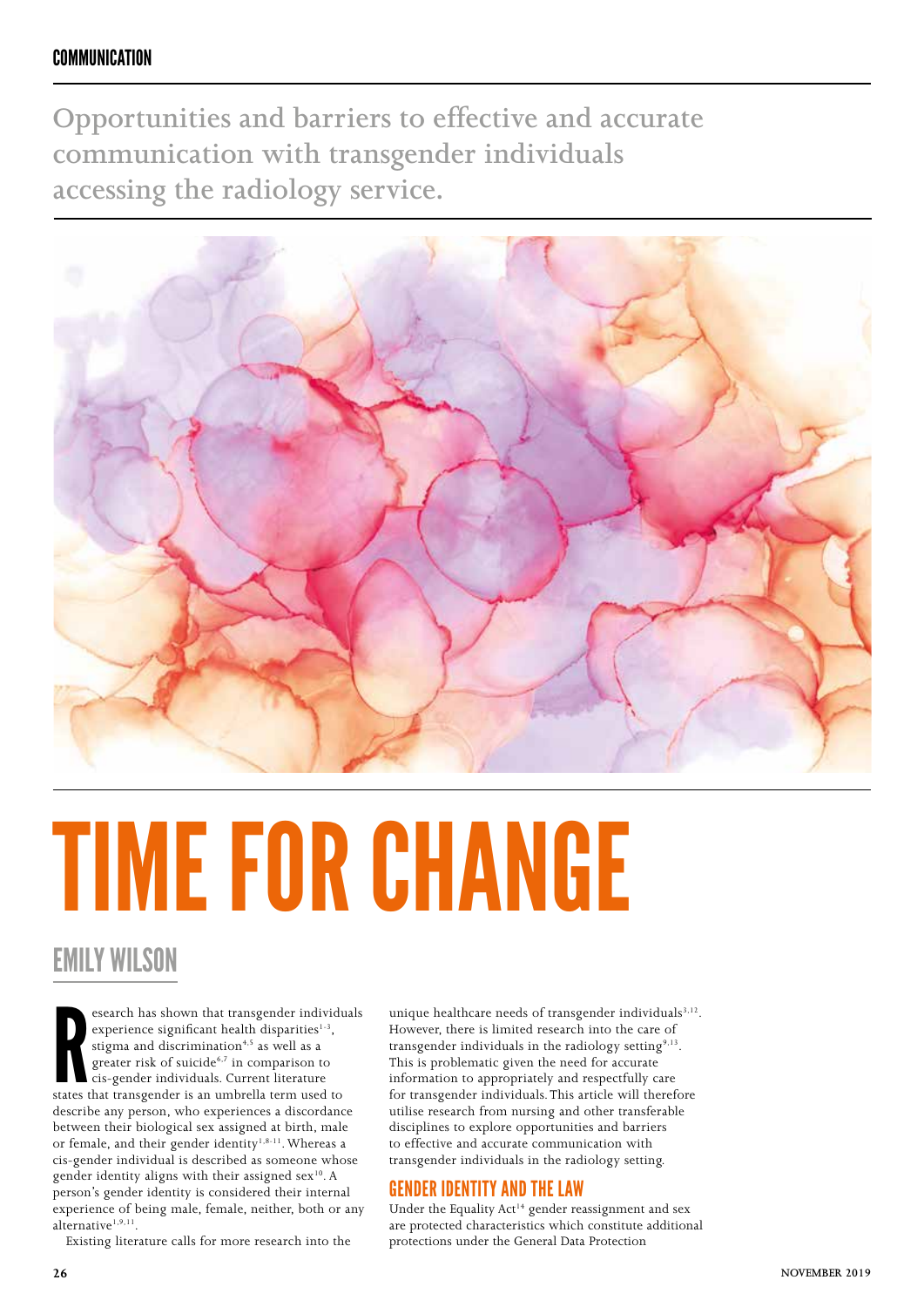COMMUNICATION

Opportunities and barriers to effective and accurate communication with transgender individuals accessing the radiology service.

# TIME FOR CHANGE

## EMILY WILSON

Research has shown that transgender individuals experience significant health disparities[1-3], stigma and discrimination[4,5] as well as a greater risk of suicide[6,7] in comparison to cis-gender individuals. Current literature states that transgender is an umbrella term used to describe any person, who experiences a discordance between their biological sex assigned at birth, male or female, and their gender identity[1,8-11]. Whereas a cis-gender individual is described as someone whose gender identity aligns with their assigned sex[10]. A person's gender identity is considered their internal experience of being male, female, neither, both or any alternative[1,9,11].

Existing literature calls for more research into the unique healthcare needs of transgender individuals[3,12]. However, there is limited research into the care of transgender individuals in the radiology setting[9,13]. This is problematic given the need for accurate information to appropriately and respectfully care for transgender individuals. This article will therefore utilise research from nursing and other transferable disciplines to explore opportunities and barriers to effective and accurate communication with transgender individuals in the radiology setting.

### GENDER IDENTITY AND THE LAW

Under the Equality Act[14] gender reassignment and sex are protected characteristics which constitute additional protections under the General Data Protection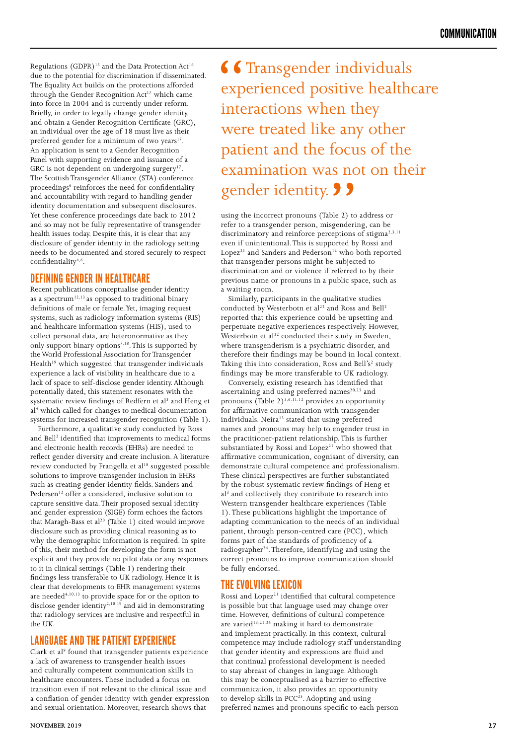Regulations (GDPR)[15] and the Data Protection Act[16] due to the potential for discrimination if disseminated. The Equality Act builds on the protections afforded through the Gender Recognition Act[17] which came into force in 2004 and is currently under reform. Briefly, in order to legally change gender identity, and obtain a Gender Recognition Certificate (GRC), an individual over the age of 18 must live as their preferred gender for a minimum of two years[17]. An application is sent to a Gender Recognition Panel with supporting evidence and issuance of a GRC is not dependent on undergoing surgery[17]. The Scottish Transgender Alliance (STA) conference proceedings[6] reinforces the need for confidentiality and accountability with regard to handling gender identity documentation and subsequent disclosures. Yet these conference proceedings date back to 2012 and so may not be fully representative of transgender health issues today. Despite this, it is clear that any disclosure of gender identity in the radiology setting needs to be documented and stored securely to respect confidentiality[4,6].

## DEFINING GENDER IN HEALTHCARE

Recent publications conceptualise gender identity as a spectrum[12,13] as opposed to traditional binary definitions of male or female. Yet, imaging request systems, such as radiology information systems (RIS) and healthcare information systems (HIS), used to collect personal data, are heteronormative as they only support binary options[7,18]. This is supported by the World Professional Association for Transgender Health[19] which suggested that transgender individuals experience a lack of visibility in healthcare due to a lack of space to self-disclose gender identity. Although potentially dated, this statement resonates with the systematic review findings of Redfern et al[3] and Heng et al[4] which called for changes to medical documentation systems for increased transgender recognition (Table 1).

Furthermore, a qualitative study conducted by Ross and Bell[2] identified that improvements to medical forms and electronic health records (EHRs) are needed to reflect gender diversity and create inclusion. A literature review conducted by Frangella et al[18] suggested possible solutions to improve transgender inclusion in EHRs such as creating gender identity fields. Sanders and Pedersen[12] offer a considered, inclusive solution to capture sensitive data. Their proposed sexual identity and gender expression (SIGE) form echoes the factors that Maragh-Bass et al[20] (Table 1) cited would improve disclosure such as providing clinical reasoning as to why the demographic information is required. In spite of this, their method for developing the form is not explicit and they provide no pilot data or any responses to it in clinical settings (Table 1) rendering their findings less transferable to UK radiology. Hence it is clear that developments to EHR management systems are needed[4,10,13] to provide space for or the option to disclose gender identity[2,18,19] and aid in demonstrating that radiology services are inclusive and respectful in the UK.

## LANGUAGE AND THE PATIENT EXPERIENCE

Clark et al[9] found that transgender patients experience a lack of awareness to transgender health issues and culturally competent communication skills in healthcare encounters. These included a focus on transition even if not relevant to the clinical issue and a conflation of gender identity with gender expression and sexual orientation. Moreover, research shows that using the incorrect pronouns (Table 2) to address or refer to a transgender person, misgendering, can be discriminatory and reinforce perceptions of stigma[2,3,11] even if unintentional. This is supported by Rossi and Lopez[21] and Sanders and Pederson[12] who both reported that transgender persons might be subjected to discrimination and or violence if referred to by their previous name or pronouns in a public space, such as a waiting room.

> "Transgender individuals experienced positive healthcare interactions when they were treated like any other patient and the focus of the examination was not on their gender identity."

Similarly, participants in the qualitative studies conducted by Westerbotn et al[22] and Ross and Bell[2] reported that this experience could be upsetting and perpetuate negative experiences respectively. However, Westerbotn et al[22] conducted their study in Sweden, where transgenderism is a psychiatric disorder, and therefore their findings may be bound in local context. Taking this into consideration, Ross and Bell's[2] study findings may be more transferable to UK radiology.

Conversely, existing research has identified that ascertaining and using preferred names[20,23] and pronouns (Table 2)[3,6,11,12] provides an opportunity for affirmative communication with transgender individuals. Neira[13] stated that using preferred names and pronouns may help to engender trust in the practitioner-patient relationship. This is further substantiated by Rossi and Lopez[21] who showed that affirmative communication, cognisant of diversity, can demonstrate cultural competence and professionalism. These clinical perspectives are further substantiated by the robust systematic review findings of Heng et al[3] and collectively they contribute to research into Western transgender healthcare experiences (Table 1). These publications highlight the importance of adapting communication to the needs of an individual patient, through person-centred care (PCC), which forms part of the standards of proficiency of a radiographer[24]. Therefore, identifying and using the correct pronouns to improve communication should be fully endorsed.

## THE EVOLVING LEXICON

Rossi and Lopez[21] identified that cultural competence is possible but that language used may change over time. However, definitions of cultural competence are varied[13,21,25] making it hard to demonstrate and implement practically. In this context, cultural competence may include radiology staff understanding that gender identity and expressions are fluid and that continual professional development is needed to stay abreast of changes in language. Although this may be conceptualised as a barrier to effective communication, it also provides an opportunity to develop skills in PCC[25]. Adopting and using preferred names and pronouns specific to each person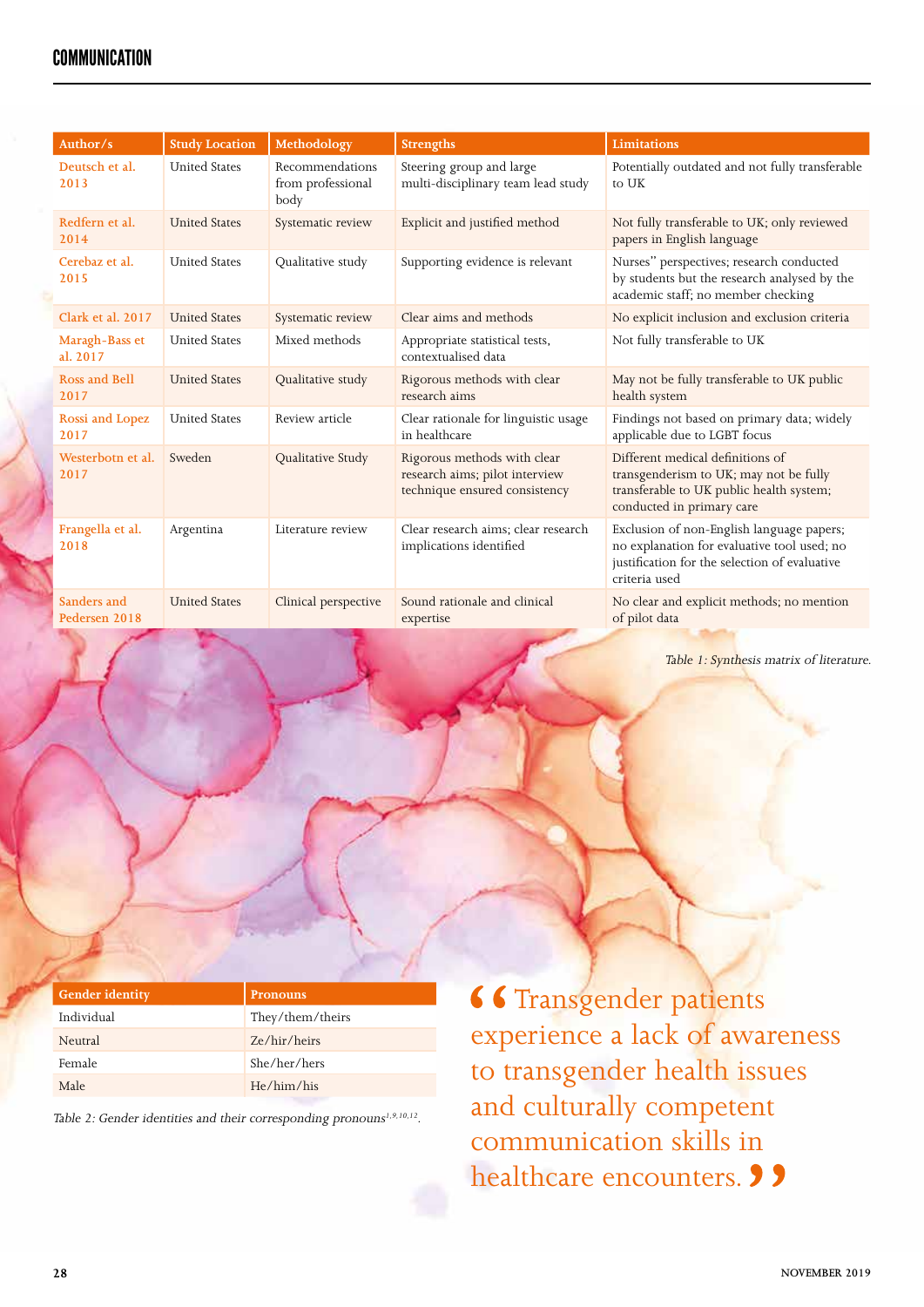| Author/s | Study Location | Methodology | Strengths | Limitations |
|---|---|---|---|---|
| Deutsch et al. 2013 | United States | Recommendations from professional body | Steering group and large multi-disciplinary team lead study | Potentially outdated and not fully transferable to UK |
| Redfern et al. 2014 | United States | Systematic review | Explicit and justified method | Not fully transferable to UK; only reviewed papers in English language |
| Cerebaz et al. 2015 | United States | Qualitative study | Supporting evidence is relevant | Nurses" perspectives; research conducted by students but the research analysed by the academic staff; no member checking |
| Clark et al. 2017 | United States | Systematic review | Clear aims and methods | No explicit inclusion and exclusion criteria |
| Maragh-Bass et al. 2017 | United States | Mixed methods | Appropriate statistical tests, contextualised data | Not fully transferable to UK |
| Ross and Bell 2017 | United States | Qualitative study | Rigorous methods with clear research aims | May not be fully transferable to UK public health system |
| Rossi and Lopez 2017 | United States | Review article | Clear rationale for linguistic usage in healthcare | Findings not based on primary data; widely applicable due to LGBT focus |
| Westerbotn et al. 2017 | Sweden | Qualitative Study | Rigorous methods with clear research aims; pilot interview technique ensured consistency | Different medical definitions of transgenderism to UK; may not be fully transferable to UK public health system; conducted in primary care |
| Frangella et al. 2018 | Argentina | Literature review | Clear research aims; clear research implications identified | Exclusion of non-English language papers; no explanation for evaluative tool used; no justification for the selection of evaluative criteria used |
| Sanders and Pedersen 2018 | United States | Clinical perspective | Sound rationale and clinical expertise | No clear and explicit methods; no mention of pilot data |

*Table 1: Synthesis matrix of literature.*

| Gender identity | Pronouns |
|---|---|
| Individual | They/them/theirs |
| Neutral | Ze/hir/heirs |
| Female | She/her/hers |
| Male | He/him/his |

*Table 2: Gender identities and their corresponding pronouns[1,9,10,12].*

> "Transgender patients experience a lack of awareness to transgender health issues and culturally competent communication skills in healthcare encounters."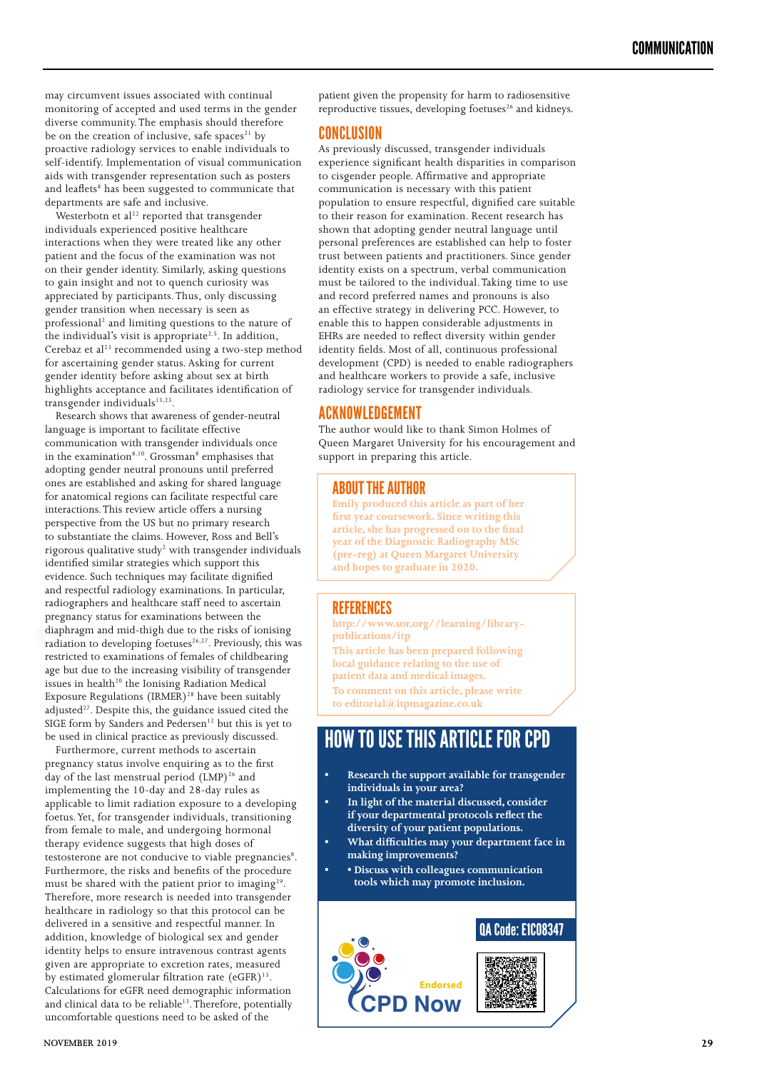may circumvent issues associated with continual monitoring of accepted and used terms in the gender diverse community. The emphasis should therefore be on the creation of inclusive, safe spaces[21] by proactive radiology services to enable individuals to self-identify. Implementation of visual communication aids with transgender representation such as posters and leaflets[8] has been suggested to communicate that departments are safe and inclusive.

Westerbotn et al[22] reported that transgender individuals experienced positive healthcare interactions when they were treated like any other patient and the focus of the examination was not on their gender identity. Similarly, asking questions to gain insight and not to quench curiosity was appreciated by participants. Thus, only discussing gender transition when necessary is seen as professional[2] and limiting questions to the nature of the individual's visit is appropriate[2,5]. In addition, Cerebaz et al[23] recommended using a two-step method for ascertaining gender status. Asking for current gender identity before asking about sex at birth highlights acceptance and facilitates identification of transgender individuals[13,23].

Research shows that awareness of gender-neutral language is important to facilitate effective communication with transgender individuals once in the examination[8,10]. Grossman[8] emphasises that adopting gender neutral pronouns until preferred ones are established and asking for shared language for anatomical regions can facilitate respectful care interactions. This review article offers a nursing perspective from the US but no primary research to substantiate the claims. However, Ross and Bell's rigorous qualitative study[2] with transgender individuals identified similar strategies which support this evidence. Such techniques may facilitate dignified and respectful radiology examinations. In particular, radiographers and healthcare staff need to ascertain pregnancy status for examinations between the diaphragm and mid-thigh due to the risks of ionising radiation to developing foetuses[26,27]. Previously, this was restricted to examinations of females of childbearing age but due to the increasing visibility of transgender issues in health[20] the Ionising Radiation Medical Exposure Regulations (IRMER)[28] have been suitably adjusted[27]. Despite this, the guidance issued cited the SIGE form by Sanders and Pedersen[12] but this is yet to be used in clinical practice as previously discussed.

Furthermore, current methods to ascertain pregnancy status involve enquiring as to the first day of the last menstrual period (LMP)[26] and implementing the 10-day and 28-day rules as applicable to limit radiation exposure to a developing foetus. Yet, for transgender individuals, transitioning from female to male, and undergoing hormonal therapy evidence suggests that high doses of testosterone are not conducive to viable pregnancies[8]. Furthermore, the risks and benefits of the procedure must be shared with the patient prior to imaging[29]. Therefore, more research is needed into transgender healthcare in radiology so that this protocol can be delivered in a sensitive and respectful manner. In addition, knowledge of biological sex and gender identity helps to ensure intravenous contrast agents given are appropriate to excretion rates, measured by estimated glomerular filtration rate (eGFR)[13]. Calculations for eGFR need demographic information and clinical data to be reliable[13]. Therefore, potentially uncomfortable questions need to be asked of the patient given the propensity for harm to radiosensitive reproductive tissues, developing foetuses[26] and kidneys.

## CONCLUSION

As previously discussed, transgender individuals experience significant health disparities in comparison to cisgender people. Affirmative and appropriate communication is necessary with this patient population to ensure respectful, dignified care suitable to their reason for examination. Recent research has shown that adopting gender neutral language until personal preferences are established can help to foster trust between patients and practitioners. Since gender identity exists on a spectrum, verbal communication must be tailored to the individual. Taking time to use and record preferred names and pronouns is also an effective strategy in delivering PCC. However, to enable this to happen considerable adjustments in EHRs are needed to reflect diversity within gender identity fields. Most of all, continuous professional development (CPD) is needed to enable radiographers and healthcare workers to provide a safe, inclusive radiology service for transgender individuals.

## ACKNOWLEDGEMENT

The author would like to thank Simon Holmes of Queen Margaret University for his encouragement and support in preparing this article.

## ABOUT THE AUTHOR

**Emily produced this article as part of her first year coursework. Since writing this article, she has progressed on to the final year of the Diagnostic Radiography MSc (pre-reg) at Queen Margaret University and hopes to graduate in 2020.**

## REFERENCES

**http://www.sor.org//learning/library-publications/itp**

**This article has been prepared following local guidance relating to the use of patient data and medical images.**

**To comment on this article, please write to editorial@itpmagazine.co.uk**

## HOW TO USE THIS ARTICLE FOR CPD

- **Research the support available for transgender individuals in your area?**
- **In light of the material discussed, consider if your departmental protocols reflect the diversity of your patient populations.**
- **What difficulties may your department face in making improvements?**
- **• Discuss with colleagues communication tools which may promote inclusion.**

**QA Code: E1C08347**

Endorsed CPD Now